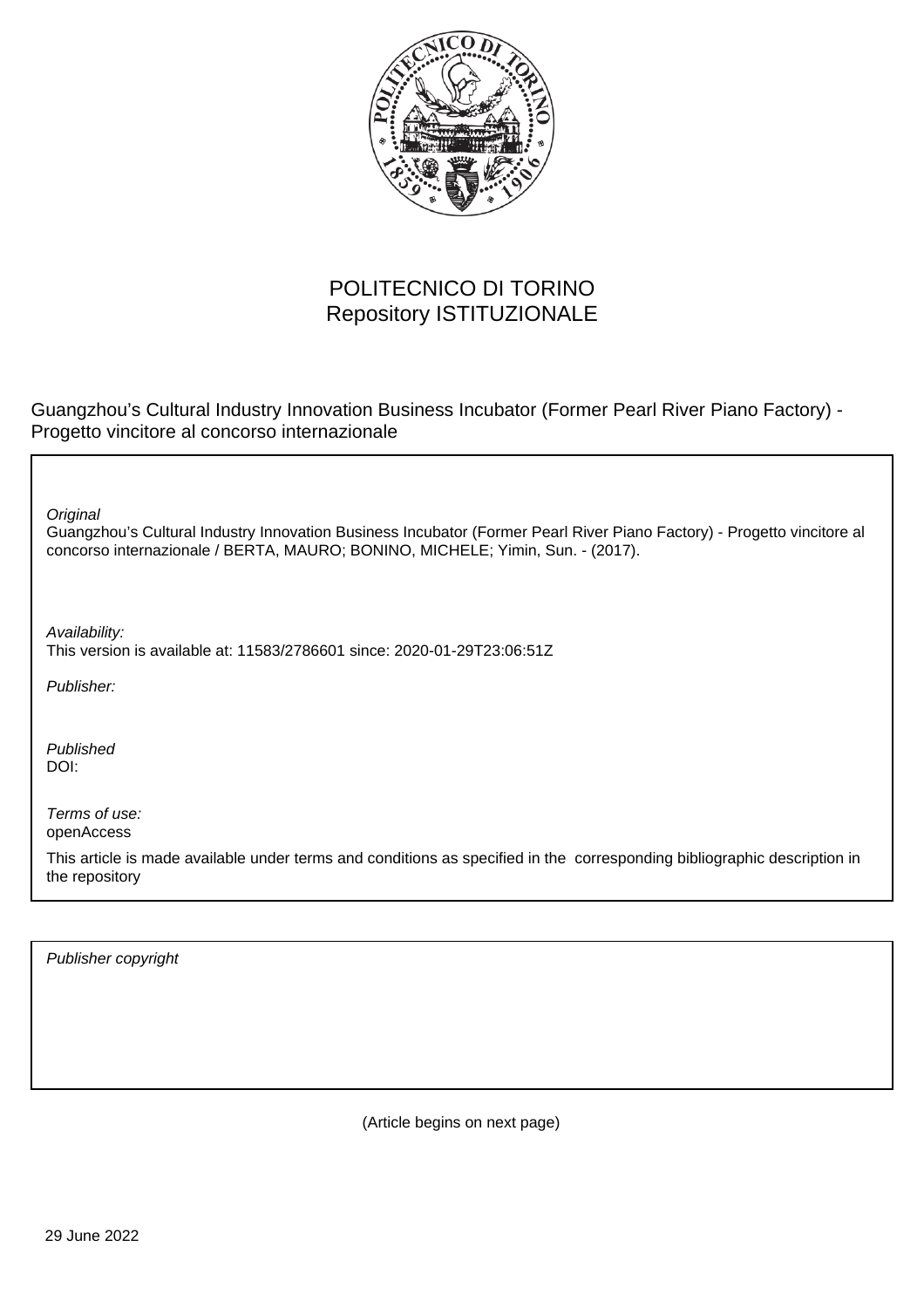POLITECNICO DI TORINO
Repository ISTITUZIONALE

Guangzhou’s Cultural Industry Innovation Business Incubator (Former Pearl River Piano Factory) - Progetto vincitore al concorso internazionale

*Original*
Guangzhou’s Cultural Industry Innovation Business Incubator (Former Pearl River Piano Factory) - Progetto vincitore al concorso internazionale / BERTA, MAURO; BONINO, MICHELE; Yimin, Sun. - (2017).

*Availability:*
This version is available at: 11583/2786601 since: 2020-01-29T23:06:51Z

*Publisher:*

*Published*
DOI:

*Terms of use:*
openAccess

This article is made available under terms and conditions as specified in the corresponding bibliographic description in the repository

*Publisher copyright*

(Article begins on next page)

29 June 2022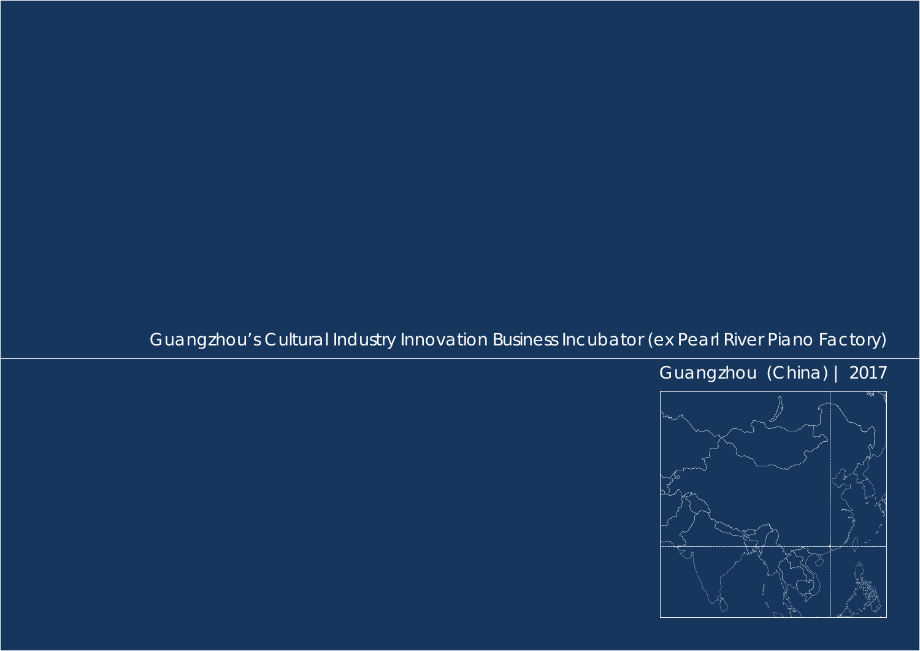# Guangzhou's Cultural Industry Innovation Business Incubator (ex Pearl River Piano Factory)

Guangzhou (China) | 2017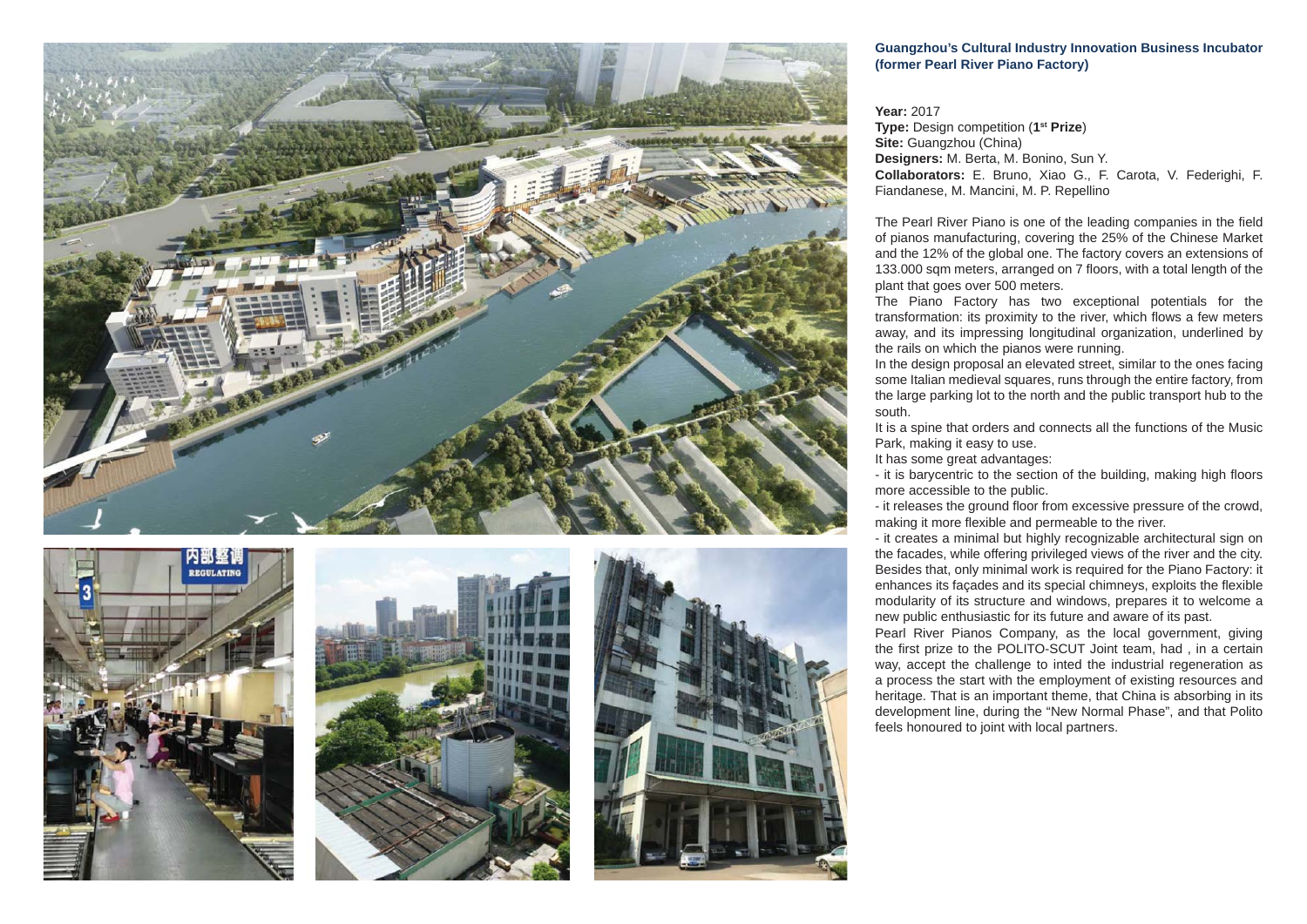## Guangzhou's Cultural Industry Innovation Business Incubator (former Pearl River Piano Factory)

**Year:** 2017
**Type:** Design competition (**1st Prize**)
**Site:** Guangzhou (China)
**Designers:** M. Berta, M. Bonino, Sun Y.
**Collaborators:** E. Bruno, Xiao G., F. Carota, V. Federighi, F. Fiandanese, M. Mancini, M. P. Repellino

The Pearl River Piano is one of the leading companies in the field of pianos manufacturing, covering the 25% of the Chinese Market and the 12% of the global one. The factory covers an extensions of 133.000 sqm meters, arranged on 7 floors, with a total length of the plant that goes over 500 meters.

The Piano Factory has two exceptional potentials for the transformation: its proximity to the river, which flows a few meters away, and its impressing longitudinal organization, underlined by the rails on which the pianos were running.

In the design proposal an elevated street, similar to the ones facing some Italian medieval squares, runs through the entire factory, from the large parking lot to the north and the public transport hub to the south.

It is a spine that orders and connects all the functions of the Music Park, making it easy to use.

It has some great advantages:

- it is barycentric to the section of the building, making high floors more accessible to the public.
- it releases the ground floor from excessive pressure of the crowd, making it more flexible and permeable to the river.
- it creates a minimal but highly recognizable architectural sign on the facades, while offering privileged views of the river and the city.

Besides that, only minimal work is required for the Piano Factory: it enhances its façades and its special chimneys, exploits the flexible modularity of its structure and windows, prepares it to welcome a new public enthusiastic for its future and aware of its past.

Pearl River Pianos Company, as the local government, giving the first prize to the POLITO-SCUT Joint team, had , in a certain way, accept the challenge to inted the industrial regeneration as a process the start with the employment of existing resources and heritage. That is an important theme, that China is absorbing in its development line, during the "New Normal Phase", and that Polito feels honoured to joint with local partners.